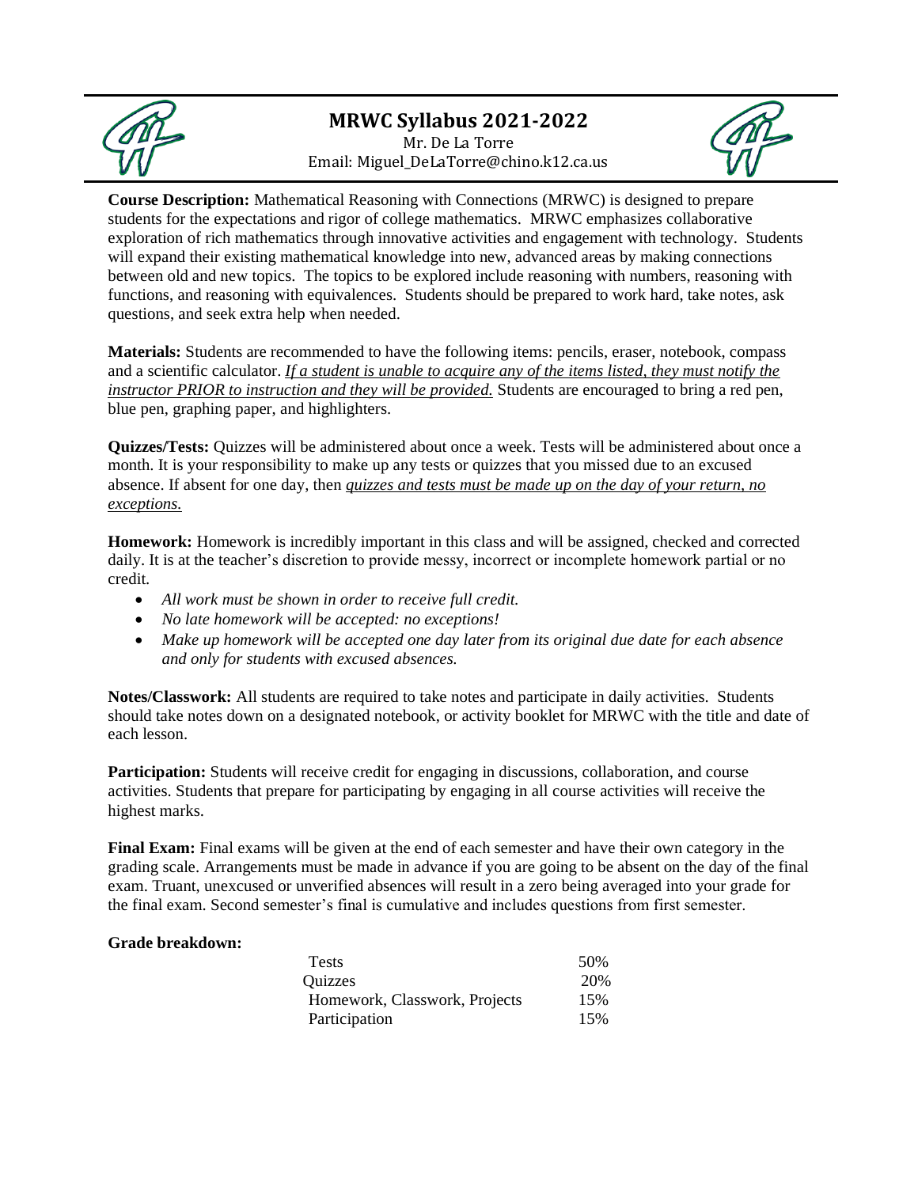# MRWC Syllabus 2021-2022

Mr. De La Torre
Email: Miguel_DeLaTorre@chino.k12.ca.us

**Course Description:** Mathematical Reasoning with Connections (MRWC) is designed to prepare students for the expectations and rigor of college mathematics. MRWC emphasizes collaborative exploration of rich mathematics through innovative activities and engagement with technology. Students will expand their existing mathematical knowledge into new, advanced areas by making connections between old and new topics. The topics to be explored include reasoning with numbers, reasoning with functions, and reasoning with equivalences. Students should be prepared to work hard, take notes, ask questions, and seek extra help when needed.

**Materials:** Students are recommended to have the following items: pencils, eraser, notebook, compass and a scientific calculator. *If a student is unable to acquire any of the items listed, they must notify the instructor PRIOR to instruction and they will be provided.* Students are encouraged to bring a red pen, blue pen, graphing paper, and highlighters.

**Quizzes/Tests:** Quizzes will be administered about once a week. Tests will be administered about once a month. It is your responsibility to make up any tests or quizzes that you missed due to an excused absence. If absent for one day, then *quizzes and tests must be made up on the day of your return, no exceptions.*

**Homework:** Homework is incredibly important in this class and will be assigned, checked and corrected daily. It is at the teacher's discretion to provide messy, incorrect or incomplete homework partial or no credit.

- *All work must be shown in order to receive full credit.*
- *No late homework will be accepted: no exceptions!*
- *Make up homework will be accepted one day later from its original due date for each absence and only for students with excused absences.*

**Notes/Classwork:** All students are required to take notes and participate in daily activities. Students should take notes down on a designated notebook, or activity booklet for MRWC with the title and date of each lesson.

**Participation:** Students will receive credit for engaging in discussions, collaboration, and course activities. Students that prepare for participating by engaging in all course activities will receive the highest marks.

**Final Exam:** Final exams will be given at the end of each semester and have their own category in the grading scale. Arrangements must be made in advance if you are going to be absent on the day of the final exam. Truant, unexcused or unverified absences will result in a zero being averaged into your grade for the final exam. Second semester's final is cumulative and includes questions from first semester.

**Grade breakdown:**

| Category | Weight |
|---|---|
| Tests | 50% |
| Quizzes | 20% |
| Homework, Classwork, Projects | 15% |
| Participation | 15% |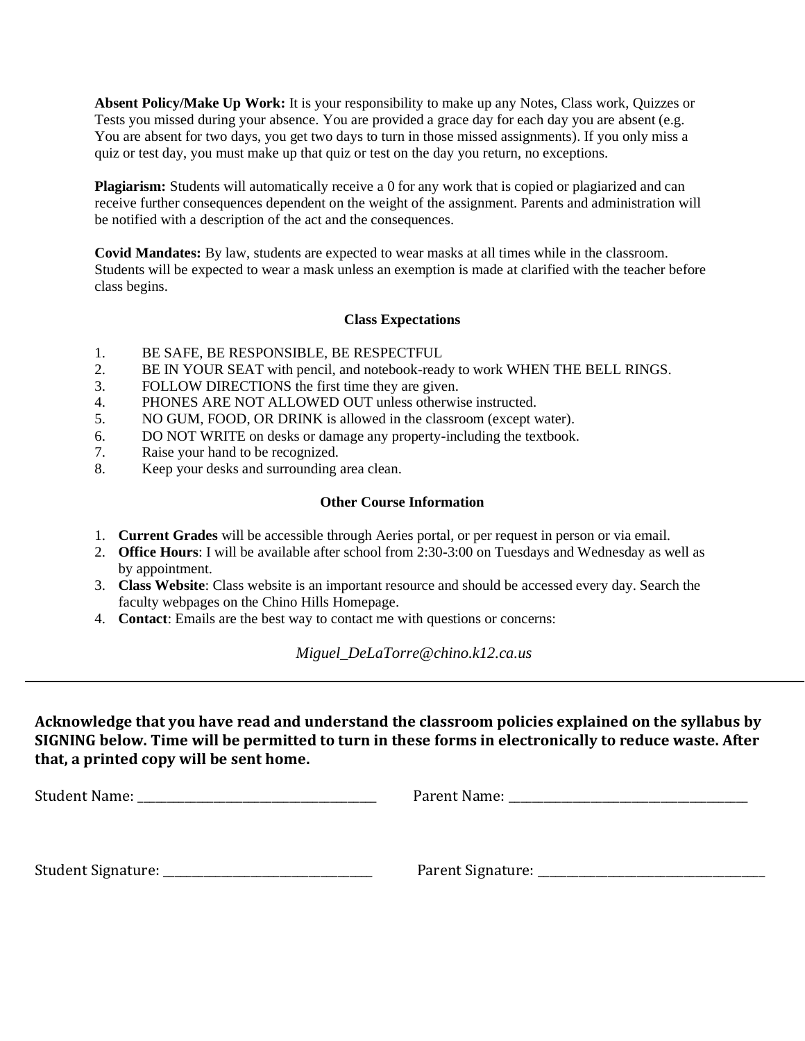**Absent Policy/Make Up Work:** It is your responsibility to make up any Notes, Class work, Quizzes or Tests you missed during your absence. You are provided a grace day for each day you are absent (e.g. You are absent for two days, you get two days to turn in those missed assignments). If you only miss a quiz or test day, you must make up that quiz or test on the day you return, no exceptions.

**Plagiarism:** Students will automatically receive a 0 for any work that is copied or plagiarized and can receive further consequences dependent on the weight of the assignment. Parents and administration will be notified with a description of the act and the consequences.

**Covid Mandates:** By law, students are expected to wear masks at all times while in the classroom. Students will be expected to wear a mask unless an exemption is made at clarified with the teacher before class begins.

### Class Expectations

1. BE SAFE, BE RESPONSIBLE, BE RESPECTFUL
2. BE IN YOUR SEAT with pencil, and notebook-ready to work WHEN THE BELL RINGS.
3. FOLLOW DIRECTIONS the first time they are given.
4. PHONES ARE NOT ALLOWED OUT unless otherwise instructed.
5. NO GUM, FOOD, OR DRINK is allowed in the classroom (except water).
6. DO NOT WRITE on desks or damage any property-including the textbook.
7. Raise your hand to be recognized.
8. Keep your desks and surrounding area clean.

### Other Course Information

1. **Current Grades** will be accessible through Aeries portal, or per request in person or via email.
2. **Office Hours**: I will be available after school from 2:30-3:00 on Tuesdays and Wednesday as well as by appointment.
3. **Class Website**: Class website is an important resource and should be accessed every day. Search the faculty webpages on the Chino Hills Homepage.
4. **Contact**: Emails are the best way to contact me with questions or concerns:

*Miguel_DeLaTorre@chino.k12.ca.us*

---

**Acknowledge that you have read and understand the classroom policies explained on the syllabus by SIGNING below. Time will be permitted to turn in these forms in electronically to reduce waste. After that, a printed copy will be sent home.**

Student Name: ___________________________________ Parent Name: ___________________________________

Student Signature: ________________________________ Parent Signature: _________________________________